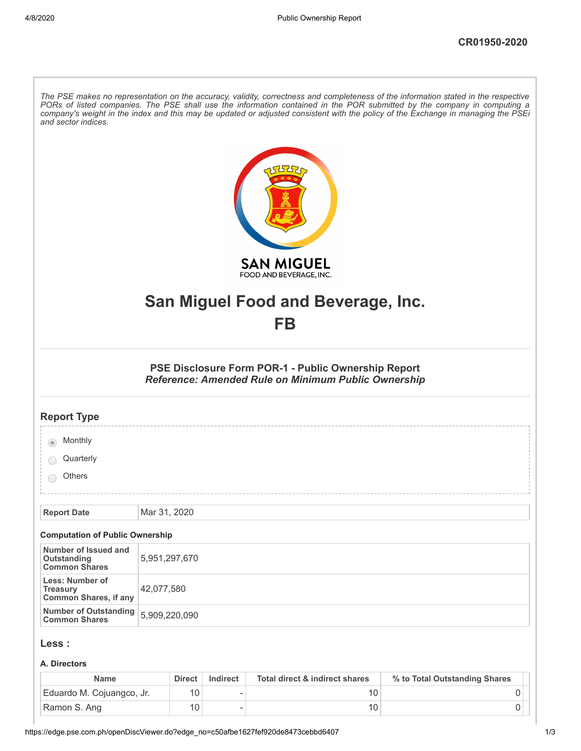CR01950-2020

*The PSE makes no representation on the accuracy, validity, correctness and completeness of the information stated in the respective PORs of listed companies. The PSE shall use the information contained in the POR submitted by the company in computing a company's weight in the index and this may be updated or adjusted consistent with the policy of the Exchange in managing the PSEi and sector indices.*

# San Miguel Food and Beverage, Inc.

# FB

### PSE Disclosure Form POR-1 - Public Ownership Report

***Reference: Amended Rule on Minimum Public Ownership***

## Report Type

- (selected) Monthly
- Quarterly
- Others

| Report Date | Mar 31, 2020 |
|---|---|

### Computation of Public Ownership

| Number of Issued and Outstanding Common Shares | 5,951,297,670 |
|---|---|
| Less: Number of Treasury Common Shares, if any | 42,077,580 |
| Number of Outstanding Common Shares | 5,909,220,090 |

## Less :

### A. Directors

| Name | Direct | Indirect | Total direct & indirect shares | % to Total Outstanding Shares |
|---|---|---|---|---|
| Eduardo M. Cojuangco, Jr. | 10 | - | 10 | 0 |
| Ramon S. Ang | 10 | - | 10 | 0 |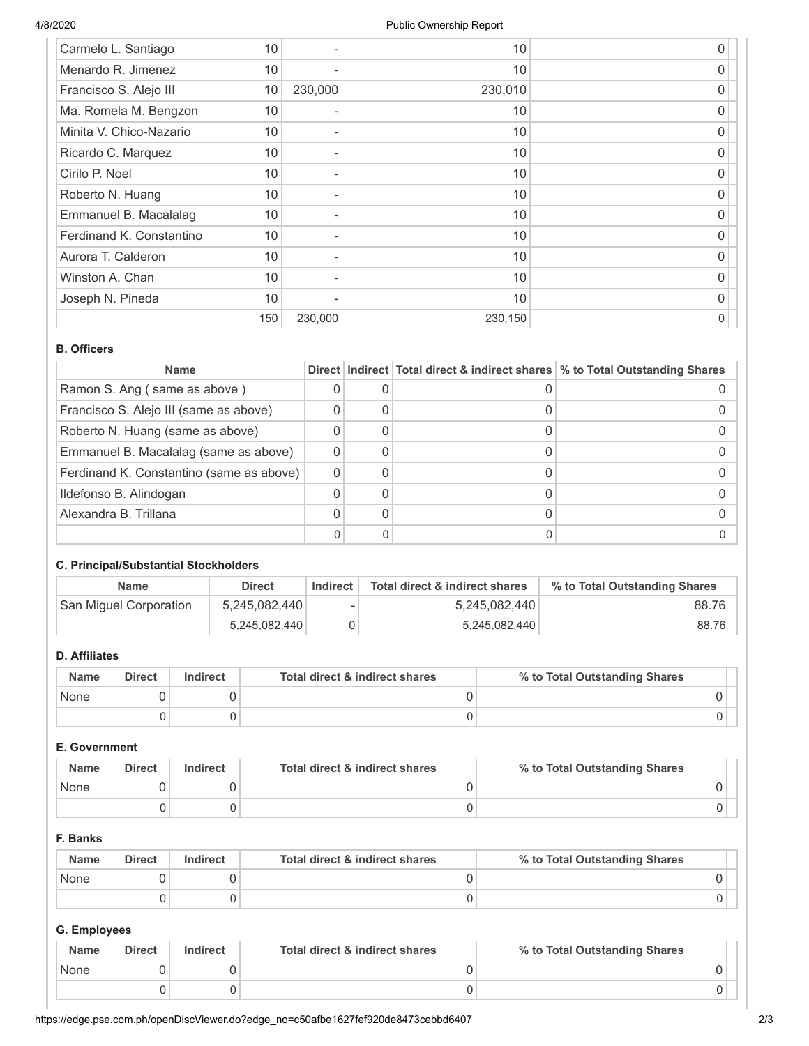| | | | | |
|---|---|---|---|---|
| Carmelo L. Santiago | 10 | - | 10 | 0 |
| Menardo R. Jimenez | 10 | - | 10 | 0 |
| Francisco S. Alejo III | 10 | 230,000 | 230,010 | 0 |
| Ma. Romela M. Bengzon | 10 | - | 10 | 0 |
| Minita V. Chico-Nazario | 10 | - | 10 | 0 |
| Ricardo C. Marquez | 10 | - | 10 | 0 |
| Cirilo P. Noel | 10 | - | 10 | 0 |
| Roberto N. Huang | 10 | - | 10 | 0 |
| Emmanuel B. Macalalag | 10 | - | 10 | 0 |
| Ferdinand K. Constantino | 10 | - | 10 | 0 |
| Aurora T. Calderon | 10 | - | 10 | 0 |
| Winston A. Chan | 10 | - | 10 | 0 |
| Joseph N. Pineda | 10 | - | 10 | 0 |
| | 150 | 230,000 | 230,150 | 0 |

**B. Officers**

| Name | Direct | Indirect | Total direct & indirect shares | % to Total Outstanding Shares |
|---|---|---|---|---|
| Ramon S. Ang ( same as above ) | 0 | 0 | 0 | 0 |
| Francisco S. Alejo III (same as above) | 0 | 0 | 0 | 0 |
| Roberto N. Huang (same as above) | 0 | 0 | 0 | 0 |
| Emmanuel B. Macalalag (same as above) | 0 | 0 | 0 | 0 |
| Ferdinand K. Constantino (same as above) | 0 | 0 | 0 | 0 |
| Ildefonso B. Alindogan | 0 | 0 | 0 | 0 |
| Alexandra B. Trillana | 0 | 0 | 0 | 0 |
| | 0 | 0 | 0 | 0 |

**C. Principal/Substantial Stockholders**

| Name | Direct | Indirect | Total direct & indirect shares | % to Total Outstanding Shares |
|---|---|---|---|---|
| San Miguel Corporation | 5,245,082,440 | - | 5,245,082,440 | 88.76 |
| | 5,245,082,440 | 0 | 5,245,082,440 | 88.76 |

**D. Affiliates**

| Name | Direct | Indirect | Total direct & indirect shares | % to Total Outstanding Shares |
|---|---|---|---|---|
| None | 0 | 0 | 0 | 0 |
| | 0 | 0 | 0 | 0 |

**E. Government**

| Name | Direct | Indirect | Total direct & indirect shares | % to Total Outstanding Shares |
|---|---|---|---|---|
| None | 0 | 0 | 0 | 0 |
| | 0 | 0 | 0 | 0 |

**F. Banks**

| Name | Direct | Indirect | Total direct & indirect shares | % to Total Outstanding Shares |
|---|---|---|---|---|
| None | 0 | 0 | 0 | 0 |
| | 0 | 0 | 0 | 0 |

**G. Employees**

| Name | Direct | Indirect | Total direct & indirect shares | % to Total Outstanding Shares |
|---|---|---|---|---|
| None | 0 | 0 | 0 | 0 |
| | 0 | 0 | 0 | 0 |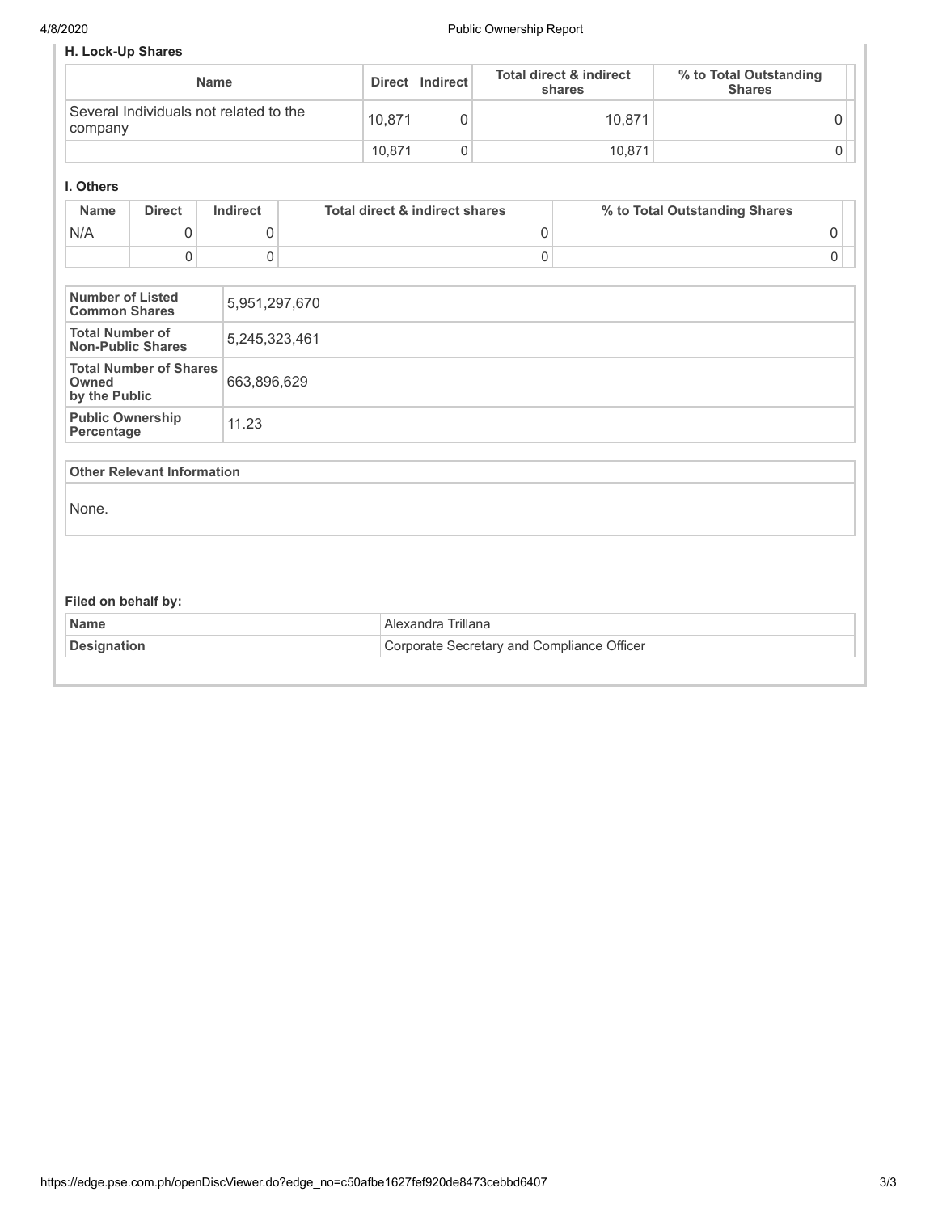### H. Lock-Up Shares

| Name | Direct | Indirect | Total direct & indirect shares | % to Total Outstanding Shares |
|---|---|---|---|---|
| Several Individuals not related to the company | 10,871 | 0 | 10,871 | 0 |
| | 10,871 | 0 | 10,871 | 0 |

### I. Others

| Name | Direct | Indirect | Total direct & indirect shares | % to Total Outstanding Shares |
|---|---|---|---|---|
| N/A | 0 | 0 | 0 | 0 |
| | 0 | 0 | 0 | 0 |

| | |
|---|---|
| **Number of Listed Common Shares** | 5,951,297,670 |
| **Total Number of Non-Public Shares** | 5,245,323,461 |
| **Total Number of Shares Owned by the Public** | 663,896,629 |
| **Public Ownership Percentage** | 11.23 |

**Other Relevant Information**

None.

**Filed on behalf by:**

| | |
|---|---|
| **Name** | Alexandra Trillana |
| **Designation** | Corporate Secretary and Compliance Officer |